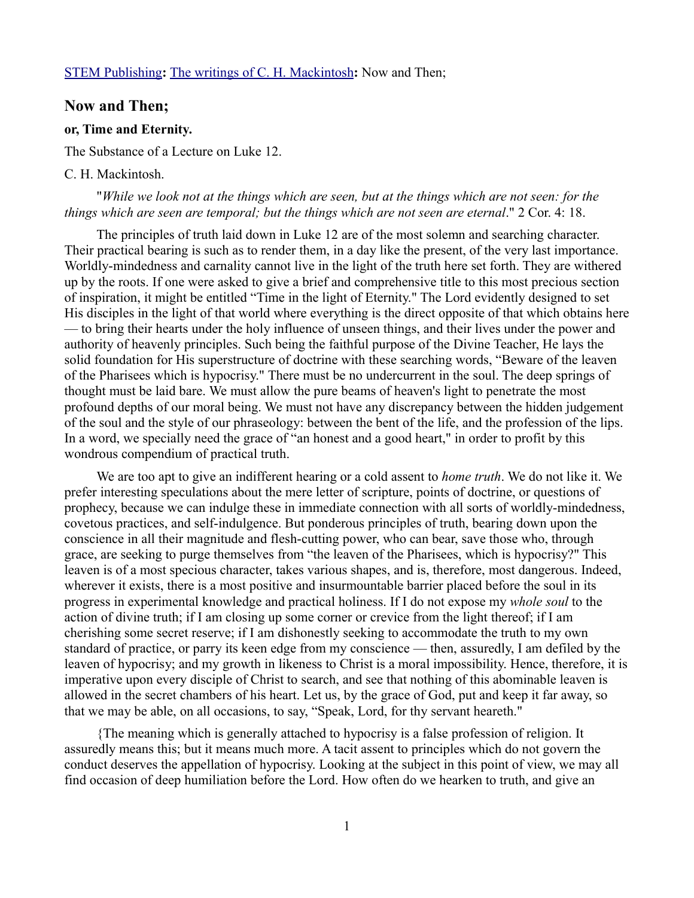STEM Publishing**:** The writings of C. H. Mackintosh**:** Now and Then;

## Now and Then;

### or, Time and Eternity.

The Substance of a Lecture on Luke 12.

C. H. Mackintosh.

"*While we look not at the things which are seen, but at the things which are not seen: for the things which are seen are temporal; but the things which are not seen are eternal*." 2 Cor. 4: 18.

The principles of truth laid down in Luke 12 are of the most solemn and searching character. Their practical bearing is such as to render them, in a day like the present, of the very last importance. Worldly-mindedness and carnality cannot live in the light of the truth here set forth. They are withered up by the roots. If one were asked to give a brief and comprehensive title to this most precious section of inspiration, it might be entitled "Time in the light of Eternity." The Lord evidently designed to set His disciples in the light of that world where everything is the direct opposite of that which obtains here — to bring their hearts under the holy influence of unseen things, and their lives under the power and authority of heavenly principles. Such being the faithful purpose of the Divine Teacher, He lays the solid foundation for His superstructure of doctrine with these searching words, "Beware of the leaven of the Pharisees which is hypocrisy." There must be no undercurrent in the soul. The deep springs of thought must be laid bare. We must allow the pure beams of heaven's light to penetrate the most profound depths of our moral being. We must not have any discrepancy between the hidden judgement of the soul and the style of our phraseology: between the bent of the life, and the profession of the lips. In a word, we specially need the grace of "an honest and a good heart," in order to profit by this wondrous compendium of practical truth.

We are too apt to give an indifferent hearing or a cold assent to *home truth*. We do not like it. We prefer interesting speculations about the mere letter of scripture, points of doctrine, or questions of prophecy, because we can indulge these in immediate connection with all sorts of worldly-mindedness, covetous practices, and self-indulgence. But ponderous principles of truth, bearing down upon the conscience in all their magnitude and flesh-cutting power, who can bear, save those who, through grace, are seeking to purge themselves from "the leaven of the Pharisees, which is hypocrisy?" This leaven is of a most specious character, takes various shapes, and is, therefore, most dangerous. Indeed, wherever it exists, there is a most positive and insurmountable barrier placed before the soul in its progress in experimental knowledge and practical holiness. If I do not expose my *whole soul* to the action of divine truth; if I am closing up some corner or crevice from the light thereof; if I am cherishing some secret reserve; if I am dishonestly seeking to accommodate the truth to my own standard of practice, or parry its keen edge from my conscience — then, assuredly, I am defiled by the leaven of hypocrisy; and my growth in likeness to Christ is a moral impossibility. Hence, therefore, it is imperative upon every disciple of Christ to search, and see that nothing of this abominable leaven is allowed in the secret chambers of his heart. Let us, by the grace of God, put and keep it far away, so that we may be able, on all occasions, to say, "Speak, Lord, for thy servant heareth."

{The meaning which is generally attached to hypocrisy is a false profession of religion. It assuredly means this; but it means much more. A tacit assent to principles which do not govern the conduct deserves the appellation of hypocrisy. Looking at the subject in this point of view, we may all find occasion of deep humiliation before the Lord. How often do we hearken to truth, and give an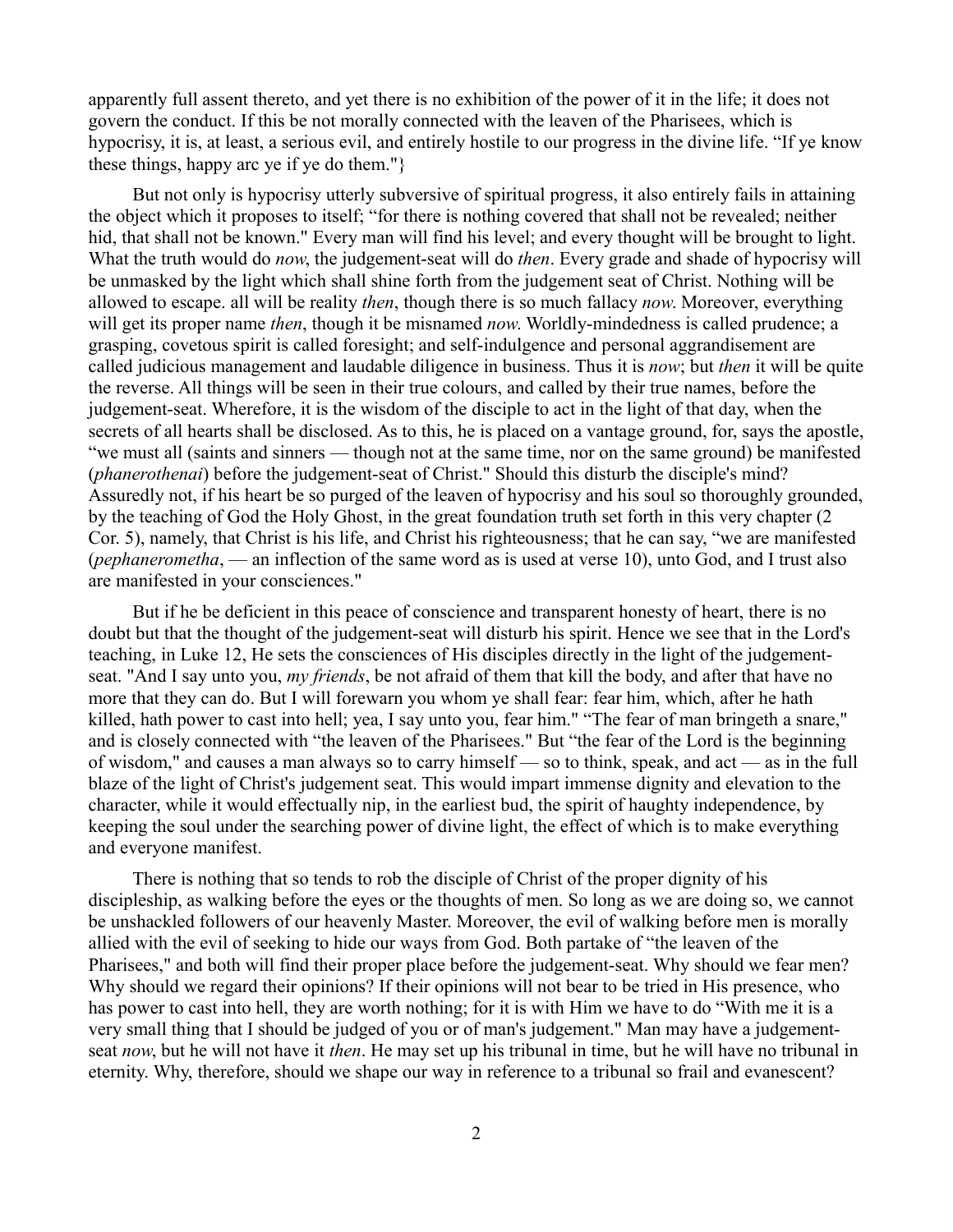apparently full assent thereto, and yet there is no exhibition of the power of it in the life; it does not govern the conduct. If this be not morally connected with the leaven of the Pharisees, which is hypocrisy, it is, at least, a serious evil, and entirely hostile to our progress in the divine life. "If ye know these things, happy arc ye if ye do them."}

But not only is hypocrisy utterly subversive of spiritual progress, it also entirely fails in attaining the object which it proposes to itself; "for there is nothing covered that shall not be revealed; neither hid, that shall not be known." Every man will find his level; and every thought will be brought to light. What the truth would do *now*, the judgement-seat will do *then*. Every grade and shade of hypocrisy will be unmasked by the light which shall shine forth from the judgement seat of Christ. Nothing will be allowed to escape. all will be reality *then*, though there is so much fallacy *now*. Moreover, everything will get its proper name *then*, though it be misnamed *now*. Worldly-mindedness is called prudence; a grasping, covetous spirit is called foresight; and self-indulgence and personal aggrandisement are called judicious management and laudable diligence in business. Thus it is *now*; but *then* it will be quite the reverse. All things will be seen in their true colours, and called by their true names, before the judgement-seat. Wherefore, it is the wisdom of the disciple to act in the light of that day, when the secrets of all hearts shall be disclosed. As to this, he is placed on a vantage ground, for, says the apostle, "we must all (saints and sinners — though not at the same time, nor on the same ground) be manifested (*phanerothenai*) before the judgement-seat of Christ." Should this disturb the disciple's mind? Assuredly not, if his heart be so purged of the leaven of hypocrisy and his soul so thoroughly grounded, by the teaching of God the Holy Ghost, in the great foundation truth set forth in this very chapter (2 Cor. 5), namely, that Christ is his life, and Christ his righteousness; that he can say, "we are manifested (*pephanerometha*, — an inflection of the same word as is used at verse 10), unto God, and I trust also are manifested in your consciences."

But if he be deficient in this peace of conscience and transparent honesty of heart, there is no doubt but that the thought of the judgement-seat will disturb his spirit. Hence we see that in the Lord's teaching, in Luke 12, He sets the consciences of His disciples directly in the light of the judgement-seat. "And I say unto you, *my friends*, be not afraid of them that kill the body, and after that have no more that they can do. But I will forewarn you whom ye shall fear: fear him, which, after he hath killed, hath power to cast into hell; yea, I say unto you, fear him." "The fear of man bringeth a snare," and is closely connected with "the leaven of the Pharisees." But "the fear of the Lord is the beginning of wisdom," and causes a man always so to carry himself — so to think, speak, and act — as in the full blaze of the light of Christ's judgement seat. This would impart immense dignity and elevation to the character, while it would effectually nip, in the earliest bud, the spirit of haughty independence, by keeping the soul under the searching power of divine light, the effect of which is to make everything and everyone manifest.

There is nothing that so tends to rob the disciple of Christ of the proper dignity of his discipleship, as walking before the eyes or the thoughts of men. So long as we are doing so, we cannot be unshackled followers of our heavenly Master. Moreover, the evil of walking before men is morally allied with the evil of seeking to hide our ways from God. Both partake of "the leaven of the Pharisees," and both will find their proper place before the judgement-seat. Why should we fear men? Why should we regard their opinions? If their opinions will not bear to be tried in His presence, who has power to cast into hell, they are worth nothing; for it is with Him we have to do "With me it is a very small thing that I should be judged of you or of man's judgement." Man may have a judgement-seat *now*, but he will not have it *then*. He may set up his tribunal in time, but he will have no tribunal in eternity. Why, therefore, should we shape our way in reference to a tribunal so frail and evanescent?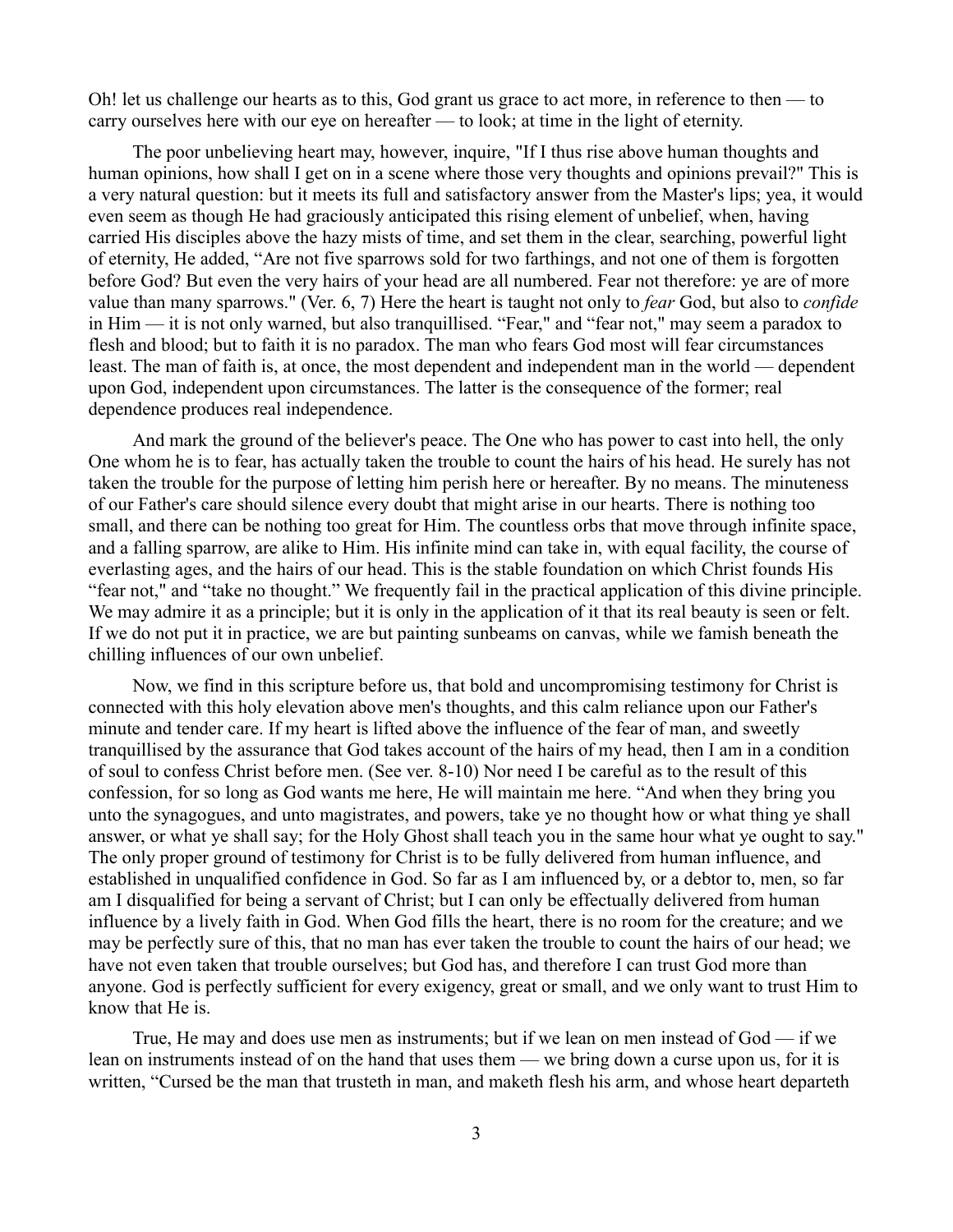Oh! let us challenge our hearts as to this, God grant us grace to act more, in reference to then — to carry ourselves here with our eye on hereafter — to look; at time in the light of eternity.

The poor unbelieving heart may, however, inquire, "If I thus rise above human thoughts and human opinions, how shall I get on in a scene where those very thoughts and opinions prevail?" This is a very natural question: but it meets its full and satisfactory answer from the Master's lips; yea, it would even seem as though He had graciously anticipated this rising element of unbelief, when, having carried His disciples above the hazy mists of time, and set them in the clear, searching, powerful light of eternity, He added, "Are not five sparrows sold for two farthings, and not one of them is forgotten before God? But even the very hairs of your head are all numbered. Fear not therefore: ye are of more value than many sparrows." (Ver. 6, 7) Here the heart is taught not only to *fear* God, but also to *confide* in Him — it is not only warned, but also tranquillised. "Fear," and "fear not," may seem a paradox to flesh and blood; but to faith it is no paradox. The man who fears God most will fear circumstances least. The man of faith is, at once, the most dependent and independent man in the world — dependent upon God, independent upon circumstances. The latter is the consequence of the former; real dependence produces real independence.

And mark the ground of the believer's peace. The One who has power to cast into hell, the only One whom he is to fear, has actually taken the trouble to count the hairs of his head. He surely has not taken the trouble for the purpose of letting him perish here or hereafter. By no means. The minuteness of our Father's care should silence every doubt that might arise in our hearts. There is nothing too small, and there can be nothing too great for Him. The countless orbs that move through infinite space, and a falling sparrow, are alike to Him. His infinite mind can take in, with equal facility, the course of everlasting ages, and the hairs of our head. This is the stable foundation on which Christ founds His "fear not," and "take no thought." We frequently fail in the practical application of this divine principle. We may admire it as a principle; but it is only in the application of it that its real beauty is seen or felt. If we do not put it in practice, we are but painting sunbeams on canvas, while we famish beneath the chilling influences of our own unbelief.

Now, we find in this scripture before us, that bold and uncompromising testimony for Christ is connected with this holy elevation above men's thoughts, and this calm reliance upon our Father's minute and tender care. If my heart is lifted above the influence of the fear of man, and sweetly tranquillised by the assurance that God takes account of the hairs of my head, then I am in a condition of soul to confess Christ before men. (See ver. 8-10) Nor need I be careful as to the result of this confession, for so long as God wants me here, He will maintain me here. "And when they bring you unto the synagogues, and unto magistrates, and powers, take ye no thought how or what thing ye shall answer, or what ye shall say; for the Holy Ghost shall teach you in the same hour what ye ought to say." The only proper ground of testimony for Christ is to be fully delivered from human influence, and established in unqualified confidence in God. So far as I am influenced by, or a debtor to, men, so far am I disqualified for being a servant of Christ; but I can only be effectually delivered from human influence by a lively faith in God. When God fills the heart, there is no room for the creature; and we may be perfectly sure of this, that no man has ever taken the trouble to count the hairs of our head; we have not even taken that trouble ourselves; but God has, and therefore I can trust God more than anyone. God is perfectly sufficient for every exigency, great or small, and we only want to trust Him to know that He is.

True, He may and does use men as instruments; but if we lean on men instead of God — if we lean on instruments instead of on the hand that uses them — we bring down a curse upon us, for it is written, "Cursed be the man that trusteth in man, and maketh flesh his arm, and whose heart departeth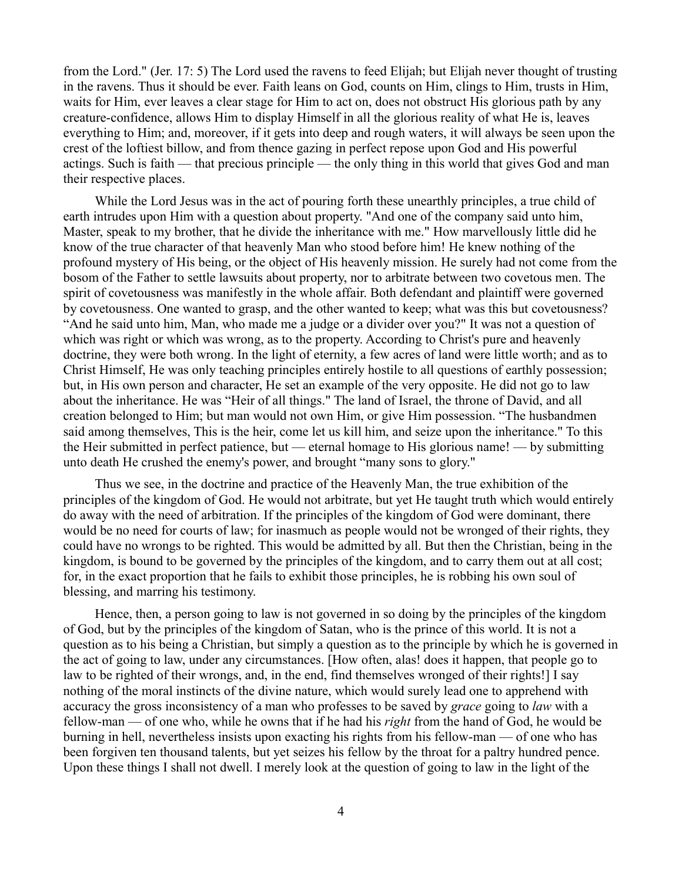from the Lord." (Jer. 17: 5) The Lord used the ravens to feed Elijah; but Elijah never thought of trusting in the ravens. Thus it should be ever. Faith leans on God, counts on Him, clings to Him, trusts in Him, waits for Him, ever leaves a clear stage for Him to act on, does not obstruct His glorious path by any creature-confidence, allows Him to display Himself in all the glorious reality of what He is, leaves everything to Him; and, moreover, if it gets into deep and rough waters, it will always be seen upon the crest of the loftiest billow, and from thence gazing in perfect repose upon God and His powerful actings. Such is faith — that precious principle — the only thing in this world that gives God and man their respective places.

While the Lord Jesus was in the act of pouring forth these unearthly principles, a true child of earth intrudes upon Him with a question about property. "And one of the company said unto him, Master, speak to my brother, that he divide the inheritance with me." How marvellously little did he know of the true character of that heavenly Man who stood before him! He knew nothing of the profound mystery of His being, or the object of His heavenly mission. He surely had not come from the bosom of the Father to settle lawsuits about property, nor to arbitrate between two covetous men. The spirit of covetousness was manifestly in the whole affair. Both defendant and plaintiff were governed by covetousness. One wanted to grasp, and the other wanted to keep; what was this but covetousness? "And he said unto him, Man, who made me a judge or a divider over you?" It was not a question of which was right or which was wrong, as to the property. According to Christ's pure and heavenly doctrine, they were both wrong. In the light of eternity, a few acres of land were little worth; and as to Christ Himself, He was only teaching principles entirely hostile to all questions of earthly possession; but, in His own person and character, He set an example of the very opposite. He did not go to law about the inheritance. He was "Heir of all things." The land of Israel, the throne of David, and all creation belonged to Him; but man would not own Him, or give Him possession. "The husbandmen said among themselves, This is the heir, come let us kill him, and seize upon the inheritance." To this the Heir submitted in perfect patience, but — eternal homage to His glorious name! — by submitting unto death He crushed the enemy's power, and brought "many sons to glory."

Thus we see, in the doctrine and practice of the Heavenly Man, the true exhibition of the principles of the kingdom of God. He would not arbitrate, but yet He taught truth which would entirely do away with the need of arbitration. If the principles of the kingdom of God were dominant, there would be no need for courts of law; for inasmuch as people would not be wronged of their rights, they could have no wrongs to be righted. This would be admitted by all. But then the Christian, being in the kingdom, is bound to be governed by the principles of the kingdom, and to carry them out at all cost; for, in the exact proportion that he fails to exhibit those principles, he is robbing his own soul of blessing, and marring his testimony.

Hence, then, a person going to law is not governed in so doing by the principles of the kingdom of God, but by the principles of the kingdom of Satan, who is the prince of this world. It is not a question as to his being a Christian, but simply a question as to the principle by which he is governed in the act of going to law, under any circumstances. [How often, alas! does it happen, that people go to law to be righted of their wrongs, and, in the end, find themselves wronged of their rights!] I say nothing of the moral instincts of the divine nature, which would surely lead one to apprehend with accuracy the gross inconsistency of a man who professes to be saved by *grace* going to *law* with a fellow-man — of one who, while he owns that if he had his *right* from the hand of God, he would be burning in hell, nevertheless insists upon exacting his rights from his fellow-man — of one who has been forgiven ten thousand talents, but yet seizes his fellow by the throat for a paltry hundred pence. Upon these things I shall not dwell. I merely look at the question of going to law in the light of the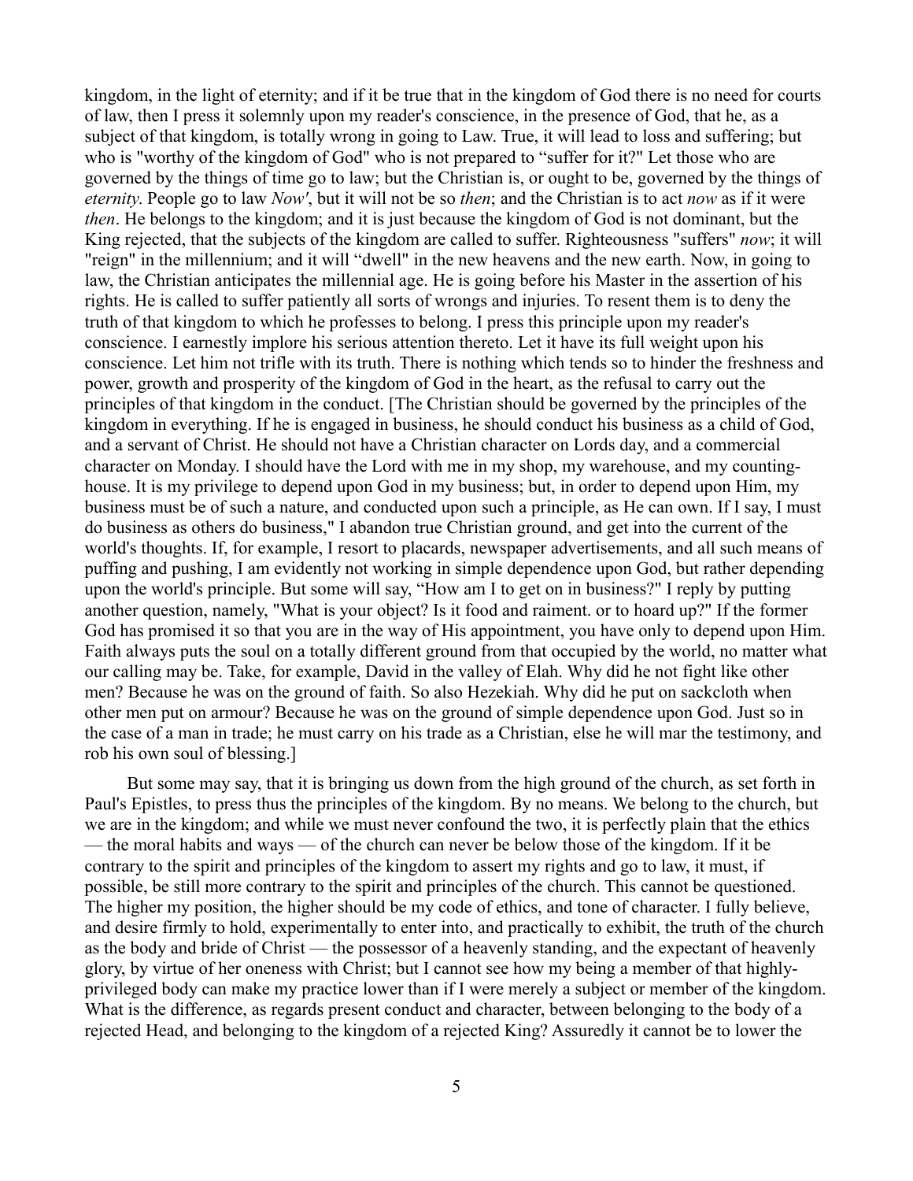kingdom, in the light of eternity; and if it be true that in the kingdom of God there is no need for courts of law, then I press it solemnly upon my reader's conscience, in the presence of God, that he, as a subject of that kingdom, is totally wrong in going to Law. True, it will lead to loss and suffering; but who is "worthy of the kingdom of God" who is not prepared to "suffer for it?" Let those who are governed by the things of time go to law; but the Christian is, or ought to be, governed by the things of *eternity*. People go to law *Now'*, but it will not be so *then*; and the Christian is to act *now* as if it were *then*. He belongs to the kingdom; and it is just because the kingdom of God is not dominant, but the King rejected, that the subjects of the kingdom are called to suffer. Righteousness "suffers" *now*; it will "reign" in the millennium; and it will "dwell" in the new heavens and the new earth. Now, in going to law, the Christian anticipates the millennial age. He is going before his Master in the assertion of his rights. He is called to suffer patiently all sorts of wrongs and injuries. To resent them is to deny the truth of that kingdom to which he professes to belong. I press this principle upon my reader's conscience. I earnestly implore his serious attention thereto. Let it have its full weight upon his conscience. Let him not trifle with its truth. There is nothing which tends so to hinder the freshness and power, growth and prosperity of the kingdom of God in the heart, as the refusal to carry out the principles of that kingdom in the conduct. [The Christian should be governed by the principles of the kingdom in everything. If he is engaged in business, he should conduct his business as a child of God, and a servant of Christ. He should not have a Christian character on Lords day, and a commercial character on Monday. I should have the Lord with me in my shop, my warehouse, and my counting-house. It is my privilege to depend upon God in my business; but, in order to depend upon Him, my business must be of such a nature, and conducted upon such a principle, as He can own. If I say, I must do business as others do business," I abandon true Christian ground, and get into the current of the world's thoughts. If, for example, I resort to placards, newspaper advertisements, and all such means of puffing and pushing, I am evidently not working in simple dependence upon God, but rather depending upon the world's principle. But some will say, "How am I to get on in business?" I reply by putting another question, namely, "What is your object? Is it food and raiment. or to hoard up?" If the former God has promised it so that you are in the way of His appointment, you have only to depend upon Him. Faith always puts the soul on a totally different ground from that occupied by the world, no matter what our calling may be. Take, for example, David in the valley of Elah. Why did he not fight like other men? Because he was on the ground of faith. So also Hezekiah. Why did he put on sackcloth when other men put on armour? Because he was on the ground of simple dependence upon God. Just so in the case of a man in trade; he must carry on his trade as a Christian, else he will mar the testimony, and rob his own soul of blessing.]

But some may say, that it is bringing us down from the high ground of the church, as set forth in Paul's Epistles, to press thus the principles of the kingdom. By no means. We belong to the church, but we are in the kingdom; and while we must never confound the two, it is perfectly plain that the ethics — the moral habits and ways — of the church can never be below those of the kingdom. If it be contrary to the spirit and principles of the kingdom to assert my rights and go to law, it must, if possible, be still more contrary to the spirit and principles of the church. This cannot be questioned. The higher my position, the higher should be my code of ethics, and tone of character. I fully believe, and desire firmly to hold, experimentally to enter into, and practically to exhibit, the truth of the church as the body and bride of Christ — the possessor of a heavenly standing, and the expectant of heavenly glory, by virtue of her oneness with Christ; but I cannot see how my being a member of that highly-privileged body can make my practice lower than if I were merely a subject or member of the kingdom. What is the difference, as regards present conduct and character, between belonging to the body of a rejected Head, and belonging to the kingdom of a rejected King? Assuredly it cannot be to lower the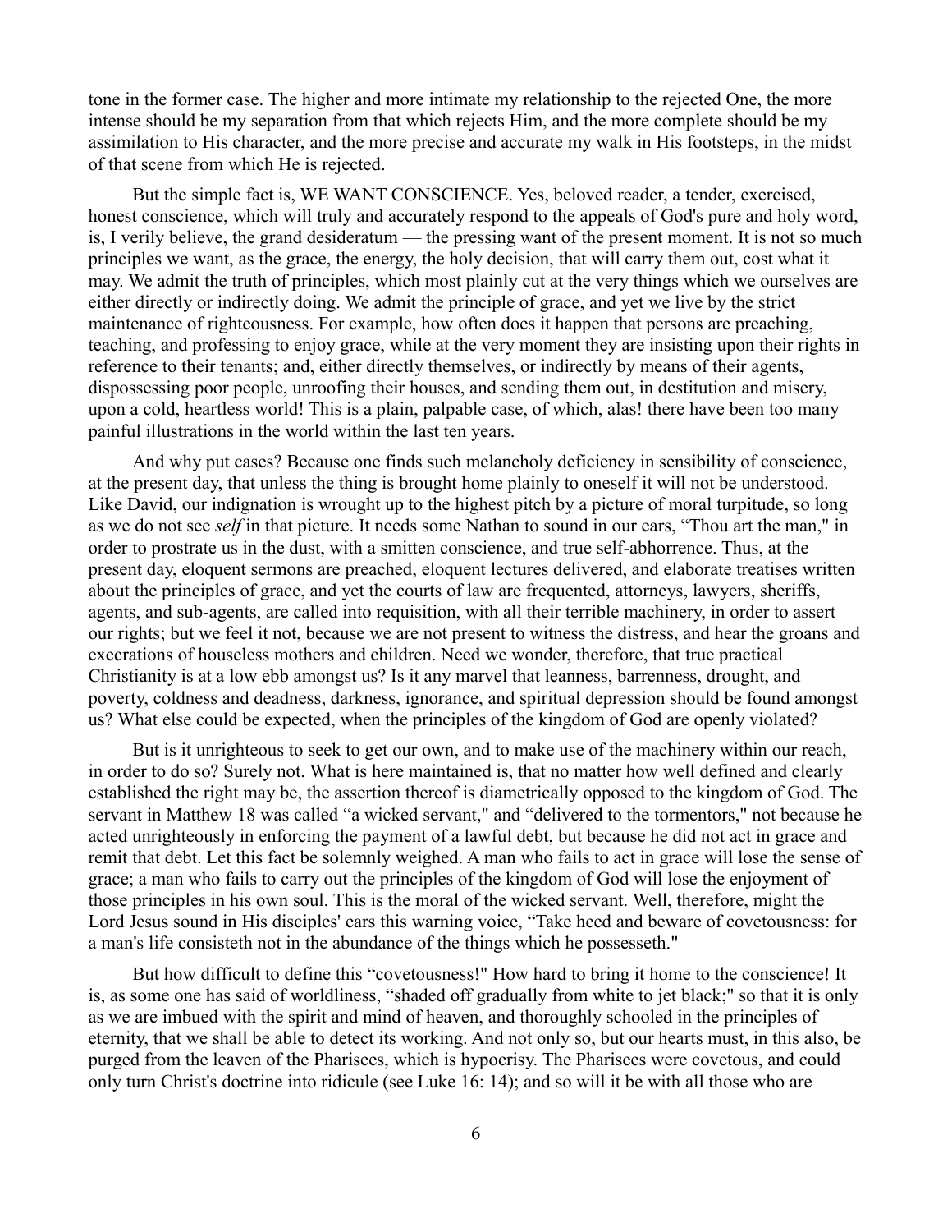tone in the former case. The higher and more intimate my relationship to the rejected One, the more intense should be my separation from that which rejects Him, and the more complete should be my assimilation to His character, and the more precise and accurate my walk in His footsteps, in the midst of that scene from which He is rejected.

But the simple fact is, WE WANT CONSCIENCE. Yes, beloved reader, a tender, exercised, honest conscience, which will truly and accurately respond to the appeals of God's pure and holy word, is, I verily believe, the grand desideratum — the pressing want of the present moment. It is not so much principles we want, as the grace, the energy, the holy decision, that will carry them out, cost what it may. We admit the truth of principles, which most plainly cut at the very things which we ourselves are either directly or indirectly doing. We admit the principle of grace, and yet we live by the strict maintenance of righteousness. For example, how often does it happen that persons are preaching, teaching, and professing to enjoy grace, while at the very moment they are insisting upon their rights in reference to their tenants; and, either directly themselves, or indirectly by means of their agents, dispossessing poor people, unroofing their houses, and sending them out, in destitution and misery, upon a cold, heartless world! This is a plain, palpable case, of which, alas! there have been too many painful illustrations in the world within the last ten years.

And why put cases? Because one finds such melancholy deficiency in sensibility of conscience, at the present day, that unless the thing is brought home plainly to oneself it will not be understood. Like David, our indignation is wrought up to the highest pitch by a picture of moral turpitude, so long as we do not see *self* in that picture. It needs some Nathan to sound in our ears, "Thou art the man," in order to prostrate us in the dust, with a smitten conscience, and true self-abhorrence. Thus, at the present day, eloquent sermons are preached, eloquent lectures delivered, and elaborate treatises written about the principles of grace, and yet the courts of law are frequented, attorneys, lawyers, sheriffs, agents, and sub-agents, are called into requisition, with all their terrible machinery, in order to assert our rights; but we feel it not, because we are not present to witness the distress, and hear the groans and execrations of houseless mothers and children. Need we wonder, therefore, that true practical Christianity is at a low ebb amongst us? Is it any marvel that leanness, barrenness, drought, and poverty, coldness and deadness, darkness, ignorance, and spiritual depression should be found amongst us? What else could be expected, when the principles of the kingdom of God are openly violated?

But is it unrighteous to seek to get our own, and to make use of the machinery within our reach, in order to do so? Surely not. What is here maintained is, that no matter how well defined and clearly established the right may be, the assertion thereof is diametrically opposed to the kingdom of God. The servant in Matthew 18 was called "a wicked servant," and "delivered to the tormentors," not because he acted unrighteously in enforcing the payment of a lawful debt, but because he did not act in grace and remit that debt. Let this fact be solemnly weighed. A man who fails to act in grace will lose the sense of grace; a man who fails to carry out the principles of the kingdom of God will lose the enjoyment of those principles in his own soul. This is the moral of the wicked servant. Well, therefore, might the Lord Jesus sound in His disciples' ears this warning voice, "Take heed and beware of covetousness: for a man's life consisteth not in the abundance of the things which he possesseth."

But how difficult to define this "covetousness!" How hard to bring it home to the conscience! It is, as some one has said of worldliness, "shaded off gradually from white to jet black;" so that it is only as we are imbued with the spirit and mind of heaven, and thoroughly schooled in the principles of eternity, that we shall be able to detect its working. And not only so, but our hearts must, in this also, be purged from the leaven of the Pharisees, which is hypocrisy. The Pharisees were covetous, and could only turn Christ's doctrine into ridicule (see Luke 16: 14); and so will it be with all those who are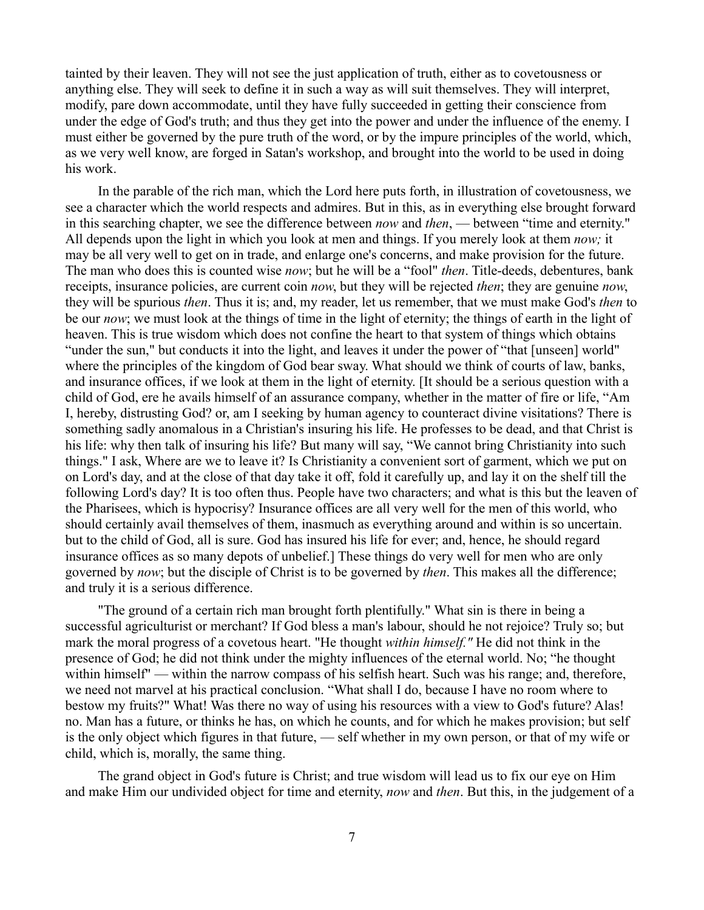tainted by their leaven. They will not see the just application of truth, either as to covetousness or anything else. They will seek to define it in such a way as will suit themselves. They will interpret, modify, pare down accommodate, until they have fully succeeded in getting their conscience from under the edge of God's truth; and thus they get into the power and under the influence of the enemy. I must either be governed by the pure truth of the word, or by the impure principles of the world, which, as we very well know, are forged in Satan's workshop, and brought into the world to be used in doing his work.

In the parable of the rich man, which the Lord here puts forth, in illustration of covetousness, we see a character which the world respects and admires. But in this, as in everything else brought forward in this searching chapter, we see the difference between *now* and *then*, — between "time and eternity." All depends upon the light in which you look at men and things. If you merely look at them *now;* it may be all very well to get on in trade, and enlarge one's concerns, and make provision for the future. The man who does this is counted wise *now*; but he will be a "fool" *then*. Title-deeds, debentures, bank receipts, insurance policies, are current coin *now*, but they will be rejected *then*; they are genuine *now*, they will be spurious *then*. Thus it is; and, my reader, let us remember, that we must make God's *then* to be our *now*; we must look at the things of time in the light of eternity; the things of earth in the light of heaven. This is true wisdom which does not confine the heart to that system of things which obtains "under the sun," but conducts it into the light, and leaves it under the power of "that [unseen] world" where the principles of the kingdom of God bear sway. What should we think of courts of law, banks, and insurance offices, if we look at them in the light of eternity. [It should be a serious question with a child of God, ere he avails himself of an assurance company, whether in the matter of fire or life, "Am I, hereby, distrusting God? or, am I seeking by human agency to counteract divine visitations? There is something sadly anomalous in a Christian's insuring his life. He professes to be dead, and that Christ is his life: why then talk of insuring his life? But many will say, "We cannot bring Christianity into such things." I ask, Where are we to leave it? Is Christianity a convenient sort of garment, which we put on on Lord's day, and at the close of that day take it off, fold it carefully up, and lay it on the shelf till the following Lord's day? It is too often thus. People have two characters; and what is this but the leaven of the Pharisees, which is hypocrisy? Insurance offices are all very well for the men of this world, who should certainly avail themselves of them, inasmuch as everything around and within is so uncertain. but to the child of God, all is sure. God has insured his life for ever; and, hence, he should regard insurance offices as so many depots of unbelief.] These things do very well for men who are only governed by *now*; but the disciple of Christ is to be governed by *then*. This makes all the difference; and truly it is a serious difference.

"The ground of a certain rich man brought forth plentifully." What sin is there in being a successful agriculturist or merchant? If God bless a man's labour, should he not rejoice? Truly so; but mark the moral progress of a covetous heart. "He thought *within himself."* He did not think in the presence of God; he did not think under the mighty influences of the eternal world. No; "he thought within himself" — within the narrow compass of his selfish heart. Such was his range; and, therefore, we need not marvel at his practical conclusion. "What shall I do, because I have no room where to bestow my fruits?" What! Was there no way of using his resources with a view to God's future? Alas! no. Man has a future, or thinks he has, on which he counts, and for which he makes provision; but self is the only object which figures in that future, — self whether in my own person, or that of my wife or child, which is, morally, the same thing.

The grand object in God's future is Christ; and true wisdom will lead us to fix our eye on Him and make Him our undivided object for time and eternity, *now* and *then*. But this, in the judgement of a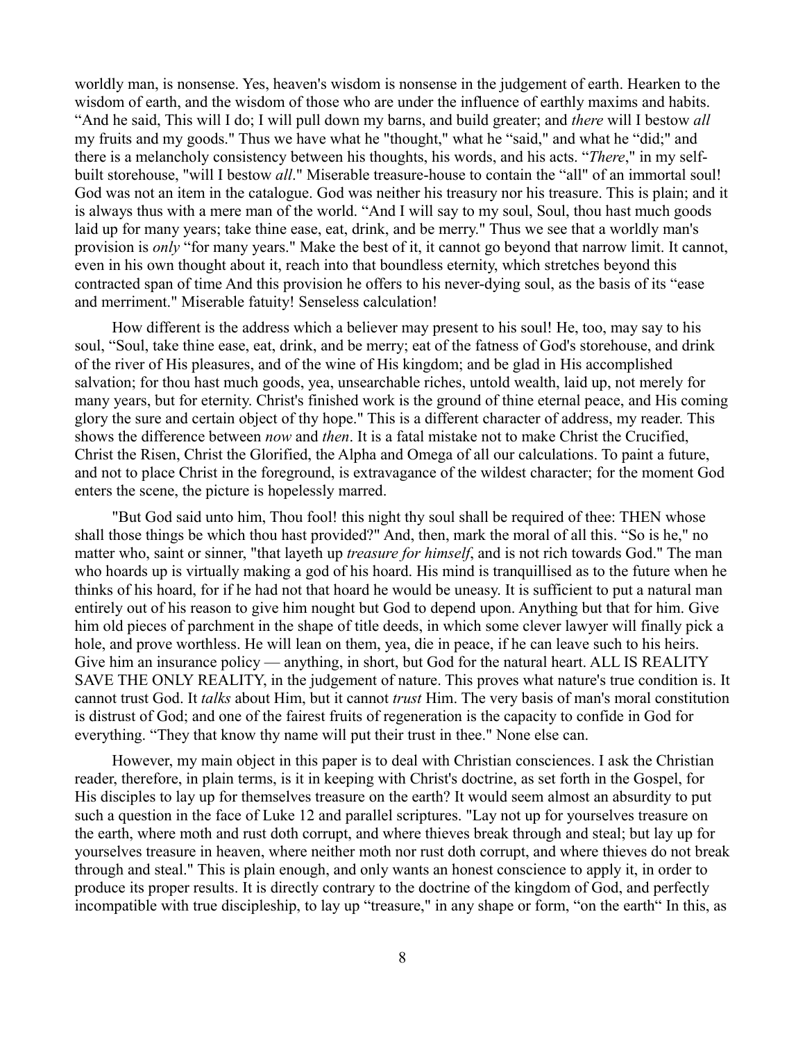worldly man, is nonsense. Yes, heaven's wisdom is nonsense in the judgement of earth. Hearken to the wisdom of earth, and the wisdom of those who are under the influence of earthly maxims and habits. "And he said, This will I do; I will pull down my barns, and build greater; and *there* will I bestow *all* my fruits and my goods." Thus we have what he "thought," what he "said," and what he "did;" and there is a melancholy consistency between his thoughts, his words, and his acts. "*There*," in my self-built storehouse, "will I bestow *all*." Miserable treasure-house to contain the "all" of an immortal soul! God was not an item in the catalogue. God was neither his treasury nor his treasure. This is plain; and it is always thus with a mere man of the world. "And I will say to my soul, Soul, thou hast much goods laid up for many years; take thine ease, eat, drink, and be merry." Thus we see that a worldly man's provision is *only* "for many years." Make the best of it, it cannot go beyond that narrow limit. It cannot, even in his own thought about it, reach into that boundless eternity, which stretches beyond this contracted span of time And this provision he offers to his never-dying soul, as the basis of its "ease and merriment." Miserable fatuity! Senseless calculation!

How different is the address which a believer may present to his soul! He, too, may say to his soul, "Soul, take thine ease, eat, drink, and be merry; eat of the fatness of God's storehouse, and drink of the river of His pleasures, and of the wine of His kingdom; and be glad in His accomplished salvation; for thou hast much goods, yea, unsearchable riches, untold wealth, laid up, not merely for many years, but for eternity. Christ's finished work is the ground of thine eternal peace, and His coming glory the sure and certain object of thy hope." This is a different character of address, my reader. This shows the difference between *now* and *then*. It is a fatal mistake not to make Christ the Crucified, Christ the Risen, Christ the Glorified, the Alpha and Omega of all our calculations. To paint a future, and not to place Christ in the foreground, is extravagance of the wildest character; for the moment God enters the scene, the picture is hopelessly marred.

"But God said unto him, Thou fool! this night thy soul shall be required of thee: THEN whose shall those things be which thou hast provided?" And, then, mark the moral of all this. "So is he," no matter who, saint or sinner, "that layeth up *treasure for himself*, and is not rich towards God." The man who hoards up is virtually making a god of his hoard. His mind is tranquillised as to the future when he thinks of his hoard, for if he had not that hoard he would be uneasy. It is sufficient to put a natural man entirely out of his reason to give him nought but God to depend upon. Anything but that for him. Give him old pieces of parchment in the shape of title deeds, in which some clever lawyer will finally pick a hole, and prove worthless. He will lean on them, yea, die in peace, if he can leave such to his heirs. Give him an insurance policy — anything, in short, but God for the natural heart. ALL IS REALITY SAVE THE ONLY REALITY, in the judgement of nature. This proves what nature's true condition is. It cannot trust God. It *talks* about Him, but it cannot *trust* Him. The very basis of man's moral constitution is distrust of God; and one of the fairest fruits of regeneration is the capacity to confide in God for everything. "They that know thy name will put their trust in thee." None else can.

However, my main object in this paper is to deal with Christian consciences. I ask the Christian reader, therefore, in plain terms, is it in keeping with Christ's doctrine, as set forth in the Gospel, for His disciples to lay up for themselves treasure on the earth? It would seem almost an absurdity to put such a question in the face of Luke 12 and parallel scriptures. "Lay not up for yourselves treasure on the earth, where moth and rust doth corrupt, and where thieves break through and steal; but lay up for yourselves treasure in heaven, where neither moth nor rust doth corrupt, and where thieves do not break through and steal." This is plain enough, and only wants an honest conscience to apply it, in order to produce its proper results. It is directly contrary to the doctrine of the kingdom of God, and perfectly incompatible with true discipleship, to lay up "treasure," in any shape or form, "on the earth" In this, as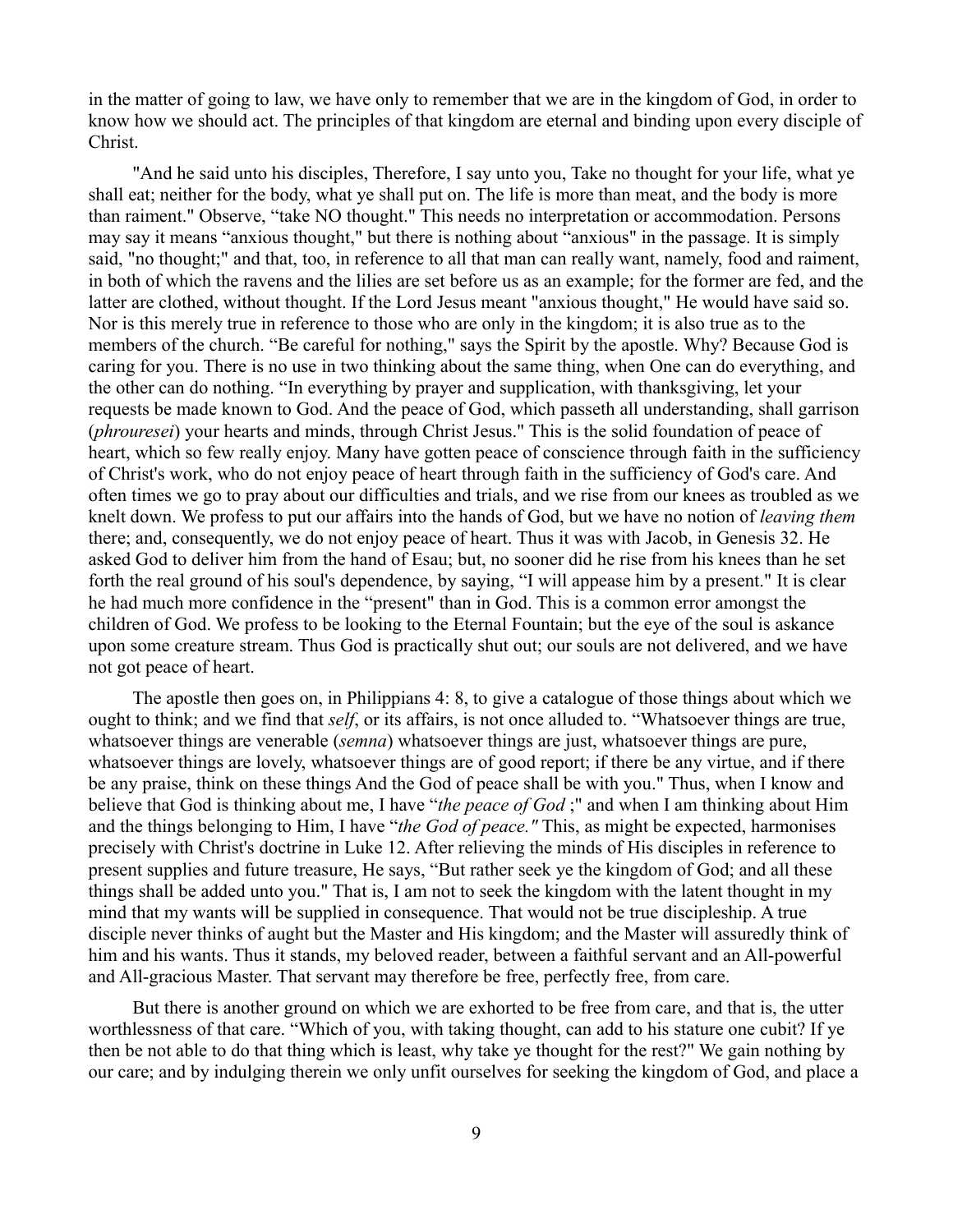in the matter of going to law, we have only to remember that we are in the kingdom of God, in order to know how we should act. The principles of that kingdom are eternal and binding upon every disciple of Christ.

"And he said unto his disciples, Therefore, I say unto you, Take no thought for your life, what ye shall eat; neither for the body, what ye shall put on. The life is more than meat, and the body is more than raiment." Observe, "take NO thought." This needs no interpretation or accommodation. Persons may say it means "anxious thought," but there is nothing about "anxious" in the passage. It is simply said, "no thought;" and that, too, in reference to all that man can really want, namely, food and raiment, in both of which the ravens and the lilies are set before us as an example; for the former are fed, and the latter are clothed, without thought. If the Lord Jesus meant "anxious thought," He would have said so. Nor is this merely true in reference to those who are only in the kingdom; it is also true as to the members of the church. "Be careful for nothing," says the Spirit by the apostle. Why? Because God is caring for you. There is no use in two thinking about the same thing, when One can do everything, and the other can do nothing. "In everything by prayer and supplication, with thanksgiving, let your requests be made known to God. And the peace of God, which passeth all understanding, shall garrison (*phrouresei*) your hearts and minds, through Christ Jesus." This is the solid foundation of peace of heart, which so few really enjoy. Many have gotten peace of conscience through faith in the sufficiency of Christ's work, who do not enjoy peace of heart through faith in the sufficiency of God's care. And often times we go to pray about our difficulties and trials, and we rise from our knees as troubled as we knelt down. We profess to put our affairs into the hands of God, but we have no notion of *leaving them* there; and, consequently, we do not enjoy peace of heart. Thus it was with Jacob, in Genesis 32. He asked God to deliver him from the hand of Esau; but, no sooner did he rise from his knees than he set forth the real ground of his soul's dependence, by saying, "I will appease him by a present." It is clear he had much more confidence in the "present" than in God. This is a common error amongst the children of God. We profess to be looking to the Eternal Fountain; but the eye of the soul is askance upon some creature stream. Thus God is practically shut out; our souls are not delivered, and we have not got peace of heart.

The apostle then goes on, in Philippians 4: 8, to give a catalogue of those things about which we ought to think; and we find that *self*, or its affairs, is not once alluded to. "Whatsoever things are true, whatsoever things are venerable (*semna*) whatsoever things are just, whatsoever things are pure, whatsoever things are lovely, whatsoever things are of good report; if there be any virtue, and if there be any praise, think on these things And the God of peace shall be with you." Thus, when I know and believe that God is thinking about me, I have "*the peace of God* ;" and when I am thinking about Him and the things belonging to Him, I have "*the God of peace."* This, as might be expected, harmonises precisely with Christ's doctrine in Luke 12. After relieving the minds of His disciples in reference to present supplies and future treasure, He says, "But rather seek ye the kingdom of God; and all these things shall be added unto you." That is, I am not to seek the kingdom with the latent thought in my mind that my wants will be supplied in consequence. That would not be true discipleship. A true disciple never thinks of aught but the Master and His kingdom; and the Master will assuredly think of him and his wants. Thus it stands, my beloved reader, between a faithful servant and an All-powerful and All-gracious Master. That servant may therefore be free, perfectly free, from care.

But there is another ground on which we are exhorted to be free from care, and that is, the utter worthlessness of that care. "Which of you, with taking thought, can add to his stature one cubit? If ye then be not able to do that thing which is least, why take ye thought for the rest?" We gain nothing by our care; and by indulging therein we only unfit ourselves for seeking the kingdom of God, and place a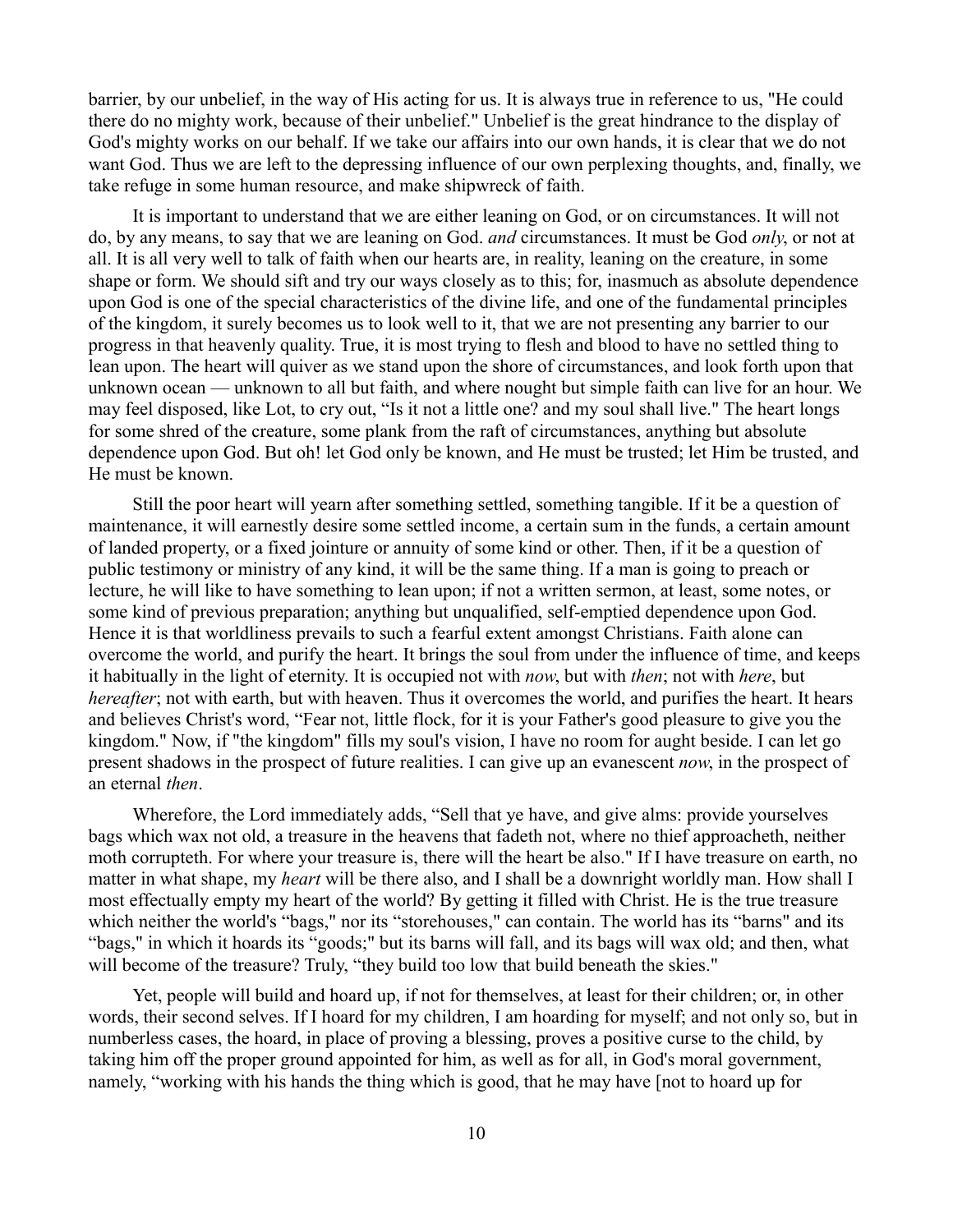barrier, by our unbelief, in the way of His acting for us. It is always true in reference to us, "He could there do no mighty work, because of their unbelief." Unbelief is the great hindrance to the display of God's mighty works on our behalf. If we take our affairs into our own hands, it is clear that we do not want God. Thus we are left to the depressing influence of our own perplexing thoughts, and, finally, we take refuge in some human resource, and make shipwreck of faith.

It is important to understand that we are either leaning on God, or on circumstances. It will not do, by any means, to say that we are leaning on God. *and* circumstances. It must be God *only*, or not at all. It is all very well to talk of faith when our hearts are, in reality, leaning on the creature, in some shape or form. We should sift and try our ways closely as to this; for, inasmuch as absolute dependence upon God is one of the special characteristics of the divine life, and one of the fundamental principles of the kingdom, it surely becomes us to look well to it, that we are not presenting any barrier to our progress in that heavenly quality. True, it is most trying to flesh and blood to have no settled thing to lean upon. The heart will quiver as we stand upon the shore of circumstances, and look forth upon that unknown ocean — unknown to all but faith, and where nought but simple faith can live for an hour. We may feel disposed, like Lot, to cry out, "Is it not a little one? and my soul shall live." The heart longs for some shred of the creature, some plank from the raft of circumstances, anything but absolute dependence upon God. But oh! let God only be known, and He must be trusted; let Him be trusted, and He must be known.

Still the poor heart will yearn after something settled, something tangible. If it be a question of maintenance, it will earnestly desire some settled income, a certain sum in the funds, a certain amount of landed property, or a fixed jointure or annuity of some kind or other. Then, if it be a question of public testimony or ministry of any kind, it will be the same thing. If a man is going to preach or lecture, he will like to have something to lean upon; if not a written sermon, at least, some notes, or some kind of previous preparation; anything but unqualified, self-emptied dependence upon God. Hence it is that worldliness prevails to such a fearful extent amongst Christians. Faith alone can overcome the world, and purify the heart. It brings the soul from under the influence of time, and keeps it habitually in the light of eternity. It is occupied not with *now*, but with *then*; not with *here*, but *hereafter*; not with earth, but with heaven. Thus it overcomes the world, and purifies the heart. It hears and believes Christ's word, "Fear not, little flock, for it is your Father's good pleasure to give you the kingdom." Now, if "the kingdom" fills my soul's vision, I have no room for aught beside. I can let go present shadows in the prospect of future realities. I can give up an evanescent *now*, in the prospect of an eternal *then*.

Wherefore, the Lord immediately adds, "Sell that ye have, and give alms: provide yourselves bags which wax not old, a treasure in the heavens that fadeth not, where no thief approacheth, neither moth corrupteth. For where your treasure is, there will the heart be also." If I have treasure on earth, no matter in what shape, my *heart* will be there also, and I shall be a downright worldly man. How shall I most effectually empty my heart of the world? By getting it filled with Christ. He is the true treasure which neither the world's "bags," nor its "storehouses," can contain. The world has its "barns" and its "bags," in which it hoards its "goods;" but its barns will fall, and its bags will wax old; and then, what will become of the treasure? Truly, "they build too low that build beneath the skies."

Yet, people will build and hoard up, if not for themselves, at least for their children; or, in other words, their second selves. If I hoard for my children, I am hoarding for myself; and not only so, but in numberless cases, the hoard, in place of proving a blessing, proves a positive curse to the child, by taking him off the proper ground appointed for him, as well as for all, in God's moral government, namely, "working with his hands the thing which is good, that he may have [not to hoard up for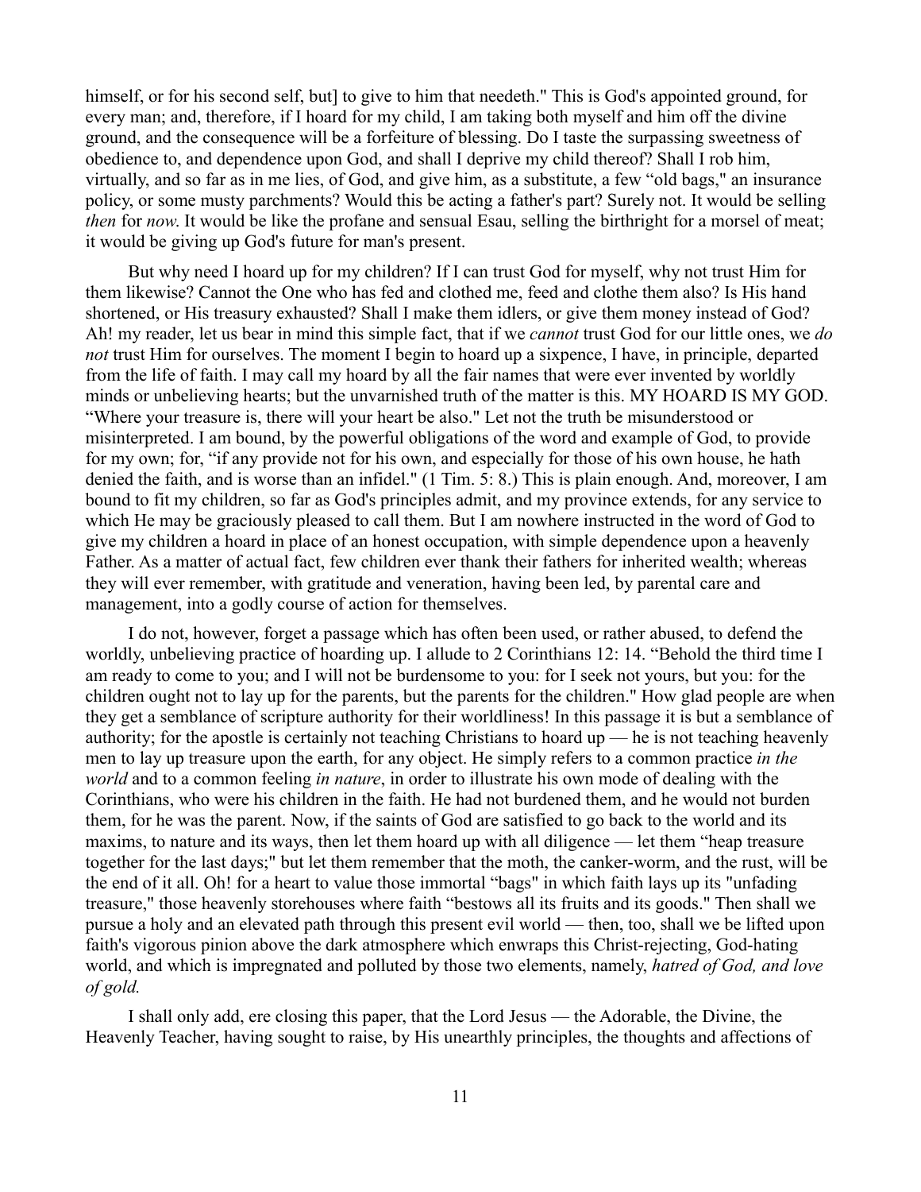himself, or for his second self, but] to give to him that needeth." This is God's appointed ground, for every man; and, therefore, if I hoard for my child, I am taking both myself and him off the divine ground, and the consequence will be a forfeiture of blessing. Do I taste the surpassing sweetness of obedience to, and dependence upon God, and shall I deprive my child thereof? Shall I rob him, virtually, and so far as in me lies, of God, and give him, as a substitute, a few "old bags," an insurance policy, or some musty parchments? Would this be acting a father's part? Surely not. It would be selling *then* for *now*. It would be like the profane and sensual Esau, selling the birthright for a morsel of meat; it would be giving up God's future for man's present.

But why need I hoard up for my children? If I can trust God for myself, why not trust Him for them likewise? Cannot the One who has fed and clothed me, feed and clothe them also? Is His hand shortened, or His treasury exhausted? Shall I make them idlers, or give them money instead of God? Ah! my reader, let us bear in mind this simple fact, that if we *cannot* trust God for our little ones, we *do not* trust Him for ourselves. The moment I begin to hoard up a sixpence, I have, in principle, departed from the life of faith. I may call my hoard by all the fair names that were ever invented by worldly minds or unbelieving hearts; but the unvarnished truth of the matter is this. MY HOARD IS MY GOD. "Where your treasure is, there will your heart be also." Let not the truth be misunderstood or misinterpreted. I am bound, by the powerful obligations of the word and example of God, to provide for my own; for, "if any provide not for his own, and especially for those of his own house, he hath denied the faith, and is worse than an infidel." (1 Tim. 5: 8.) This is plain enough. And, moreover, I am bound to fit my children, so far as God's principles admit, and my province extends, for any service to which He may be graciously pleased to call them. But I am nowhere instructed in the word of God to give my children a hoard in place of an honest occupation, with simple dependence upon a heavenly Father. As a matter of actual fact, few children ever thank their fathers for inherited wealth; whereas they will ever remember, with gratitude and veneration, having been led, by parental care and management, into a godly course of action for themselves.

I do not, however, forget a passage which has often been used, or rather abused, to defend the worldly, unbelieving practice of hoarding up. I allude to 2 Corinthians 12: 14. "Behold the third time I am ready to come to you; and I will not be burdensome to you: for I seek not yours, but you: for the children ought not to lay up for the parents, but the parents for the children." How glad people are when they get a semblance of scripture authority for their worldliness! In this passage it is but a semblance of authority; for the apostle is certainly not teaching Christians to hoard up — he is not teaching heavenly men to lay up treasure upon the earth, for any object. He simply refers to a common practice *in the world* and to a common feeling *in nature*, in order to illustrate his own mode of dealing with the Corinthians, who were his children in the faith. He had not burdened them, and he would not burden them, for he was the parent. Now, if the saints of God are satisfied to go back to the world and its maxims, to nature and its ways, then let them hoard up with all diligence — let them "heap treasure together for the last days;" but let them remember that the moth, the canker-worm, and the rust, will be the end of it all. Oh! for a heart to value those immortal "bags" in which faith lays up its "unfading treasure," those heavenly storehouses where faith "bestows all its fruits and its goods." Then shall we pursue a holy and an elevated path through this present evil world — then, too, shall we be lifted upon faith's vigorous pinion above the dark atmosphere which enwraps this Christ-rejecting, God-hating world, and which is impregnated and polluted by those two elements, namely, *hatred of God, and love of gold.*

I shall only add, ere closing this paper, that the Lord Jesus — the Adorable, the Divine, the Heavenly Teacher, having sought to raise, by His unearthly principles, the thoughts and affections of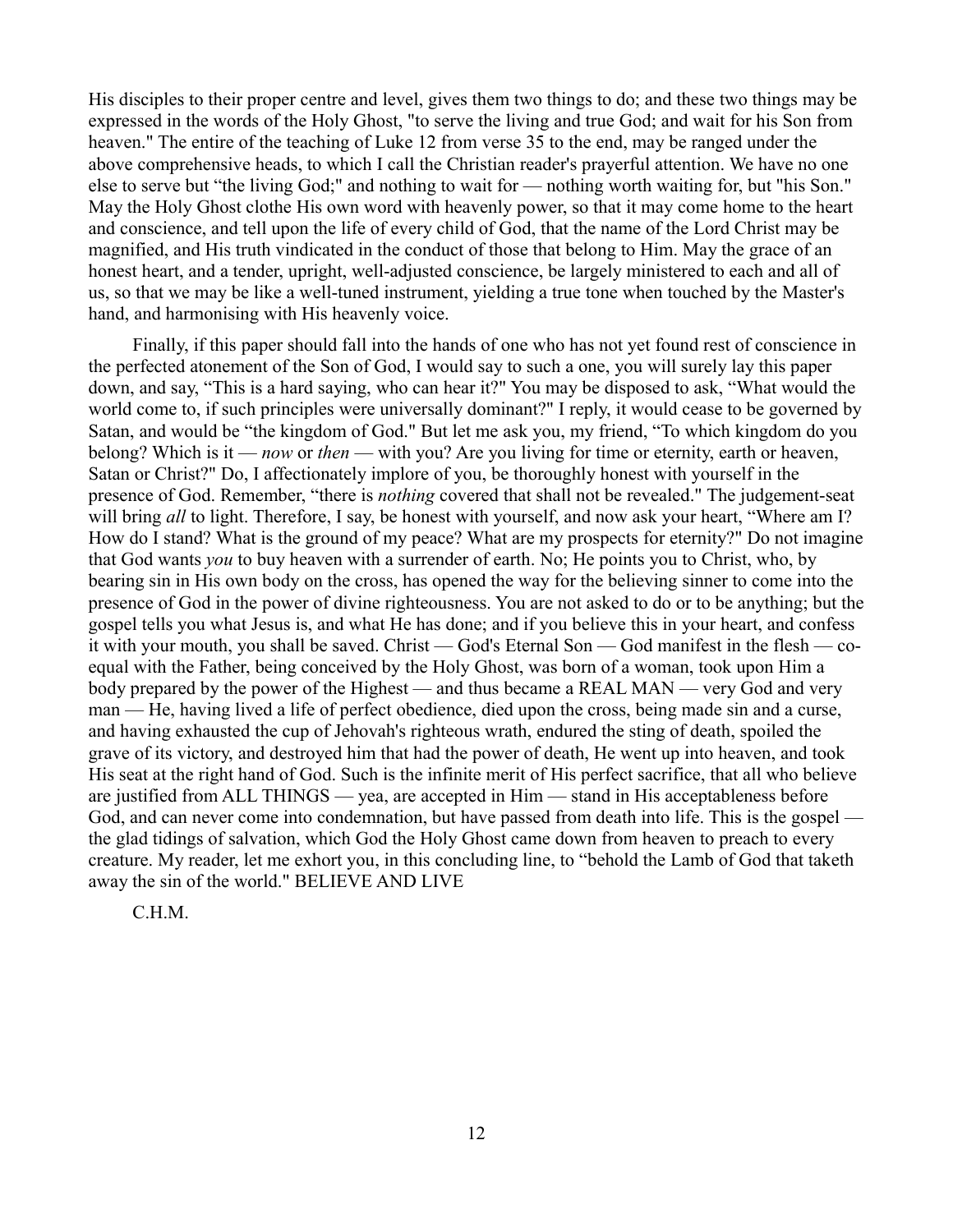His disciples to their proper centre and level, gives them two things to do; and these two things may be expressed in the words of the Holy Ghost, "to serve the living and true God; and wait for his Son from heaven." The entire of the teaching of Luke 12 from verse 35 to the end, may be ranged under the above comprehensive heads, to which I call the Christian reader's prayerful attention. We have no one else to serve but "the living God;" and nothing to wait for — nothing worth waiting for, but "his Son." May the Holy Ghost clothe His own word with heavenly power, so that it may come home to the heart and conscience, and tell upon the life of every child of God, that the name of the Lord Christ may be magnified, and His truth vindicated in the conduct of those that belong to Him. May the grace of an honest heart, and a tender, upright, well-adjusted conscience, be largely ministered to each and all of us, so that we may be like a well-tuned instrument, yielding a true tone when touched by the Master's hand, and harmonising with His heavenly voice.

Finally, if this paper should fall into the hands of one who has not yet found rest of conscience in the perfected atonement of the Son of God, I would say to such a one, you will surely lay this paper down, and say, "This is a hard saying, who can hear it?" You may be disposed to ask, "What would the world come to, if such principles were universally dominant?" I reply, it would cease to be governed by Satan, and would be "the kingdom of God." But let me ask you, my friend, "To which kingdom do you belong? Which is it — *now* or *then* — with you? Are you living for time or eternity, earth or heaven, Satan or Christ?" Do, I affectionately implore of you, be thoroughly honest with yourself in the presence of God. Remember, "there is *nothing* covered that shall not be revealed." The judgement-seat will bring *all* to light. Therefore, I say, be honest with yourself, and now ask your heart, "Where am I? How do I stand? What is the ground of my peace? What are my prospects for eternity?" Do not imagine that God wants *you* to buy heaven with a surrender of earth. No; He points you to Christ, who, by bearing sin in His own body on the cross, has opened the way for the believing sinner to come into the presence of God in the power of divine righteousness. You are not asked to do or to be anything; but the gospel tells you what Jesus is, and what He has done; and if you believe this in your heart, and confess it with your mouth, you shall be saved. Christ — God's Eternal Son — God manifest in the flesh — co-equal with the Father, being conceived by the Holy Ghost, was born of a woman, took upon Him a body prepared by the power of the Highest — and thus became a REAL MAN — very God and very man — He, having lived a life of perfect obedience, died upon the cross, being made sin and a curse, and having exhausted the cup of Jehovah's righteous wrath, endured the sting of death, spoiled the grave of its victory, and destroyed him that had the power of death, He went up into heaven, and took His seat at the right hand of God. Such is the infinite merit of His perfect sacrifice, that all who believe are justified from ALL THINGS — yea, are accepted in Him — stand in His acceptableness before God, and can never come into condemnation, but have passed from death into life. This is the gospel — the glad tidings of salvation, which God the Holy Ghost came down from heaven to preach to every creature. My reader, let me exhort you, in this concluding line, to "behold the Lamb of God that taketh away the sin of the world." BELIEVE AND LIVE

C.H.M.